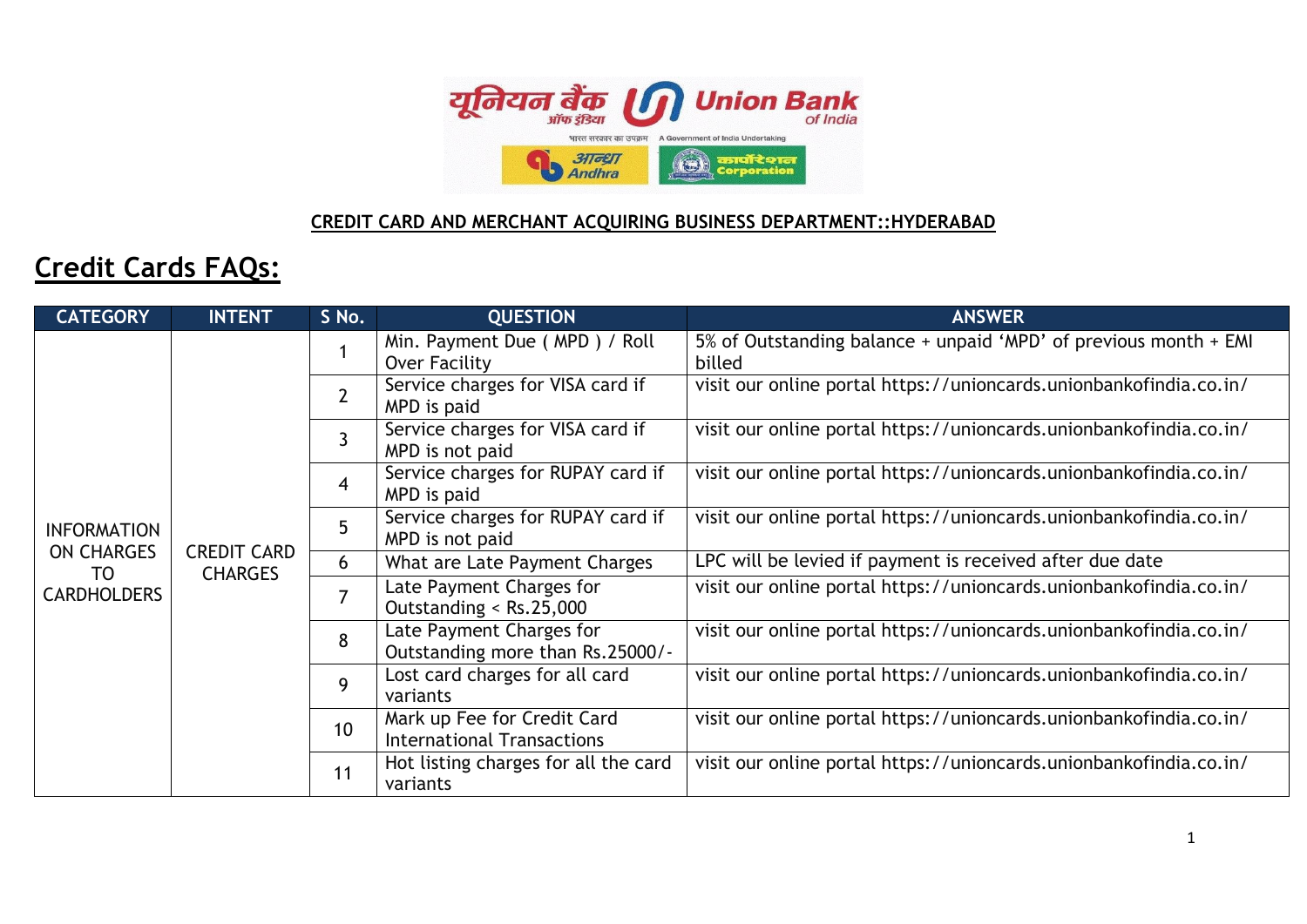**CREDIT CARD AND MERCHANT ACQUIRING BUSINESS DEPARTMENT::HYDERABAD**

# Credit Cards FAQs:

| CATEGORY | INTENT | S No. | QUESTION | ANSWER |
|---|---|---|---|---|
| INFORMATION ON CHARGES TO CARDHOLDERS | CREDIT CARD CHARGES | 1 | Min. Payment Due ( MPD ) / Roll Over Facility | 5% of Outstanding balance + unpaid 'MPD' of previous month + EMI billed |
| | | 2 | Service charges for VISA card if MPD is paid | visit our online portal https://unioncards.unionbankofindia.co.in/ |
| | | 3 | Service charges for VISA card if MPD is not paid | visit our online portal https://unioncards.unionbankofindia.co.in/ |
| | | 4 | Service charges for RUPAY card if MPD is paid | visit our online portal https://unioncards.unionbankofindia.co.in/ |
| | | 5 | Service charges for RUPAY card if MPD is not paid | visit our online portal https://unioncards.unionbankofindia.co.in/ |
| | | 6 | What are Late Payment Charges | LPC will be levied if payment is received after due date |
| | | 7 | Late Payment Charges for Outstanding < Rs.25,000 | visit our online portal https://unioncards.unionbankofindia.co.in/ |
| | | 8 | Late Payment Charges for Outstanding more than Rs.25000/- | visit our online portal https://unioncards.unionbankofindia.co.in/ |
| | | 9 | Lost card charges for all card variants | visit our online portal https://unioncards.unionbankofindia.co.in/ |
| | | 10 | Mark up Fee for Credit Card International Transactions | visit our online portal https://unioncards.unionbankofindia.co.in/ |
| | | 11 | Hot listing charges for all the card variants | visit our online portal https://unioncards.unionbankofindia.co.in/ |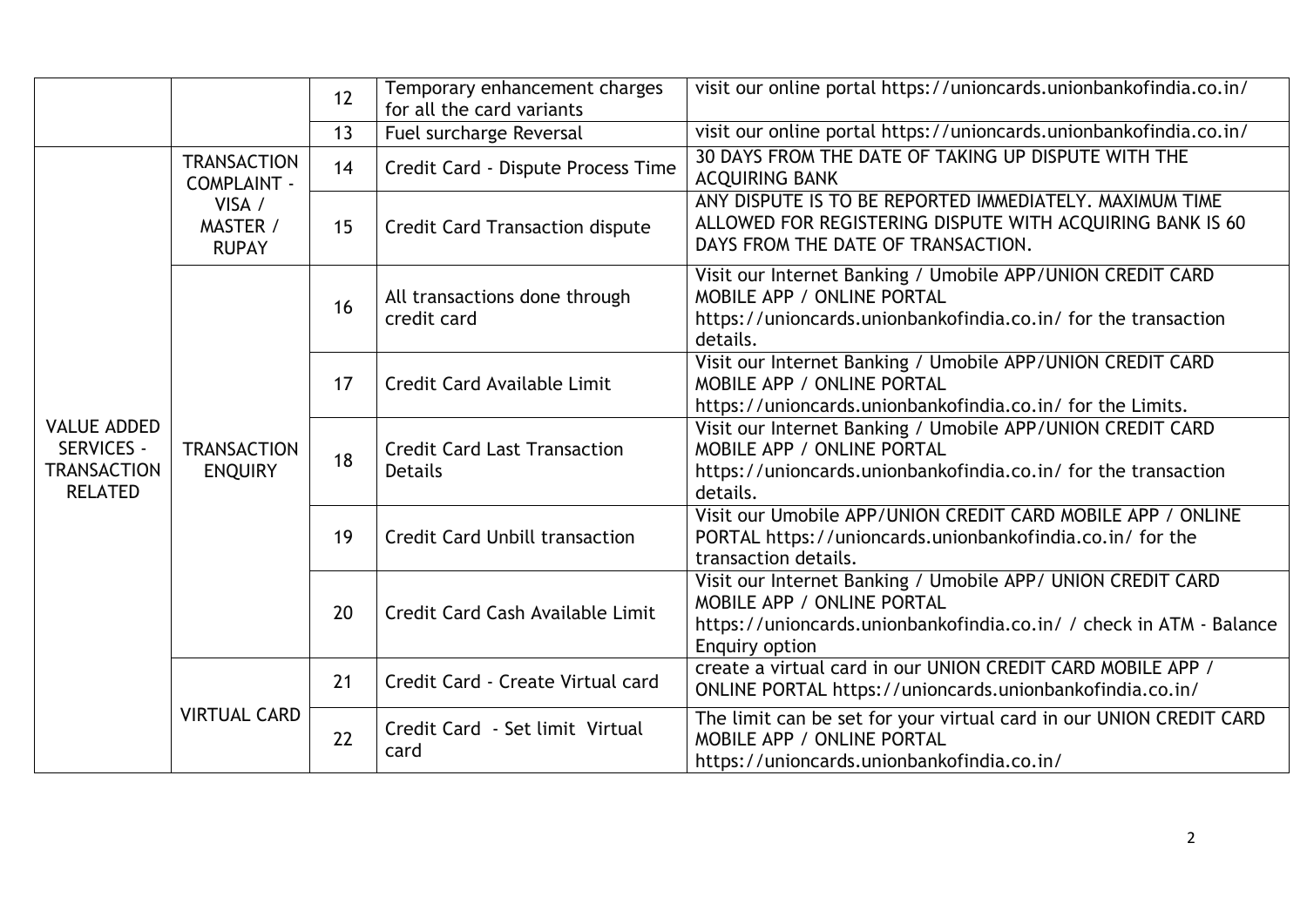| | | | | |
|---|---|---|---|---|
| | | 12 | Temporary enhancement charges for all the card variants | visit our online portal https://unioncards.unionbankofindia.co.in/ |
| | | 13 | Fuel surcharge Reversal | visit our online portal https://unioncards.unionbankofindia.co.in/ |
| VALUE ADDED SERVICES - TRANSACTION RELATED | TRANSACTION COMPLAINT - VISA / MASTER / RUPAY | 14 | Credit Card - Dispute Process Time | 30 DAYS FROM THE DATE OF TAKING UP DISPUTE WITH THE ACQUIRING BANK |
| | | 15 | Credit Card Transaction dispute | ANY DISPUTE IS TO BE REPORTED IMMEDIATELY. MAXIMUM TIME ALLOWED FOR REGISTERING DISPUTE WITH ACQUIRING BANK IS 60 DAYS FROM THE DATE OF TRANSACTION. |
| | TRANSACTION ENQUIRY | 16 | All transactions done through credit card | Visit our Internet Banking / Umobile APP/UNION CREDIT CARD MOBILE APP / ONLINE PORTAL https://unioncards.unionbankofindia.co.in/ for the transaction details. |
| | | 17 | Credit Card Available Limit | Visit our Internet Banking / Umobile APP/UNION CREDIT CARD MOBILE APP / ONLINE PORTAL https://unioncards.unionbankofindia.co.in/ for the Limits. |
| | | 18 | Credit Card Last Transaction Details | Visit our Internet Banking / Umobile APP/UNION CREDIT CARD MOBILE APP / ONLINE PORTAL https://unioncards.unionbankofindia.co.in/ for the transaction details. |
| | | 19 | Credit Card Unbill transaction | Visit our Umobile APP/UNION CREDIT CARD MOBILE APP / ONLINE PORTAL https://unioncards.unionbankofindia.co.in/ for the transaction details. |
| | | 20 | Credit Card Cash Available Limit | Visit our Internet Banking / Umobile APP/ UNION CREDIT CARD MOBILE APP / ONLINE PORTAL https://unioncards.unionbankofindia.co.in/ / check in ATM - Balance Enquiry option |
| | VIRTUAL CARD | 21 | Credit Card - Create Virtual card | create a virtual card in our UNION CREDIT CARD MOBILE APP / ONLINE PORTAL https://unioncards.unionbankofindia.co.in/ |
| | | 22 | Credit Card - Set limit Virtual card | The limit can be set for your virtual card in our UNION CREDIT CARD MOBILE APP / ONLINE PORTAL https://unioncards.unionbankofindia.co.in/ |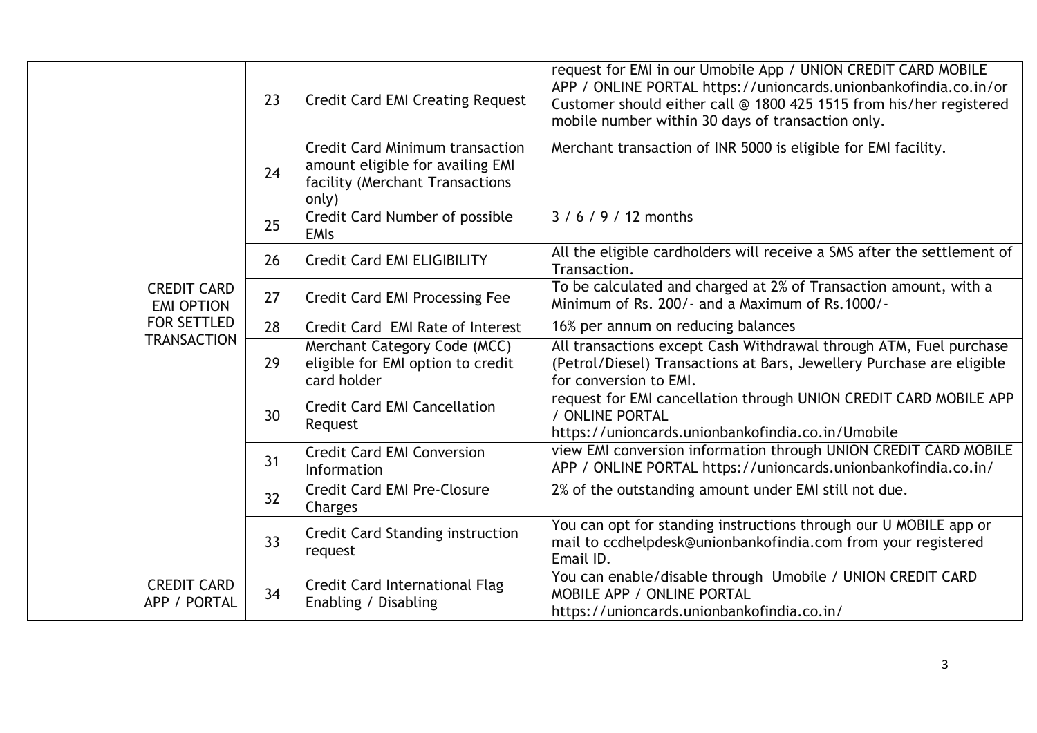| | | | | |
|---|---|---|---|---|
| | CREDIT CARD EMI OPTION FOR SETTLED TRANSACTION | 23 | Credit Card EMI Creating Request | request for EMI in our Umobile App / UNION CREDIT CARD MOBILE APP / ONLINE PORTAL https://unioncards.unionbankofindia.co.in/or Customer should either call @ 1800 425 1515 from his/her registered mobile number within 30 days of transaction only. |
| | | 24 | Credit Card Minimum transaction amount eligible for availing EMI facility (Merchant Transactions only) | Merchant transaction of INR 5000 is eligible for EMI facility. |
| | | 25 | Credit Card Number of possible EMIs | 3 / 6 / 9 / 12 months |
| | | 26 | Credit Card EMI ELIGIBILITY | All the eligible cardholders will receive a SMS after the settlement of Transaction. |
| | | 27 | Credit Card EMI Processing Fee | To be calculated and charged at 2% of Transaction amount, with a Minimum of Rs. 200/- and a Maximum of Rs.1000/- |
| | | 28 | Credit Card EMI Rate of Interest | 16% per annum on reducing balances |
| | | 29 | Merchant Category Code (MCC) eligible for EMI option to credit card holder | All transactions except Cash Withdrawal through ATM, Fuel purchase (Petrol/Diesel) Transactions at Bars, Jewellery Purchase are eligible for conversion to EMI. |
| | | 30 | Credit Card EMI Cancellation Request | request for EMI cancellation through UNION CREDIT CARD MOBILE APP / ONLINE PORTAL https://unioncards.unionbankofindia.co.in/Umobile |
| | | 31 | Credit Card EMI Conversion Information | view EMI conversion information through UNION CREDIT CARD MOBILE APP / ONLINE PORTAL https://unioncards.unionbankofindia.co.in/ |
| | | 32 | Credit Card EMI Pre-Closure Charges | 2% of the outstanding amount under EMI still not due. |
| | | 33 | Credit Card Standing instruction request | You can opt for standing instructions through our U MOBILE app or mail to ccdhelpdesk@unionbankofindia.com from your registered Email ID. |
| | CREDIT CARD APP / PORTAL | 34 | Credit Card International Flag Enabling / Disabling | You can enable/disable through Umobile / UNION CREDIT CARD MOBILE APP / ONLINE PORTAL https://unioncards.unionbankofindia.co.in/ |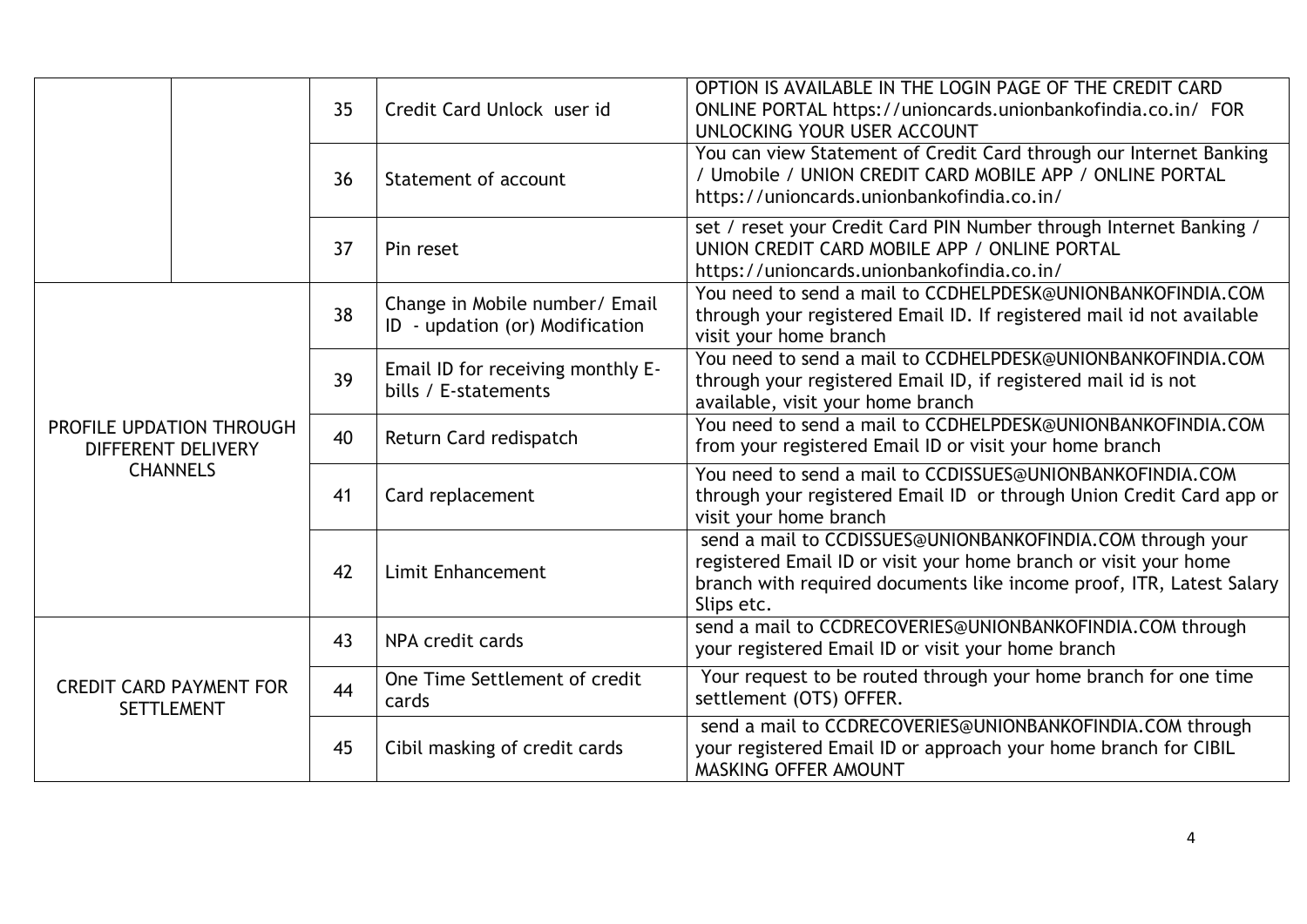| | | | | |
|---|---|---|---|---|
| | | 35 | Credit Card Unlock user id | OPTION IS AVAILABLE IN THE LOGIN PAGE OF THE CREDIT CARD ONLINE PORTAL https://unioncards.unionbankofindia.co.in/ FOR UNLOCKING YOUR USER ACCOUNT |
| | | 36 | Statement of account | You can view Statement of Credit Card through our Internet Banking / Umobile / UNION CREDIT CARD MOBILE APP / ONLINE PORTAL https://unioncards.unionbankofindia.co.in/ |
| | | 37 | Pin reset | set / reset your Credit Card PIN Number through Internet Banking / UNION CREDIT CARD MOBILE APP / ONLINE PORTAL https://unioncards.unionbankofindia.co.in/ |
| PROFILE UPDATION THROUGH DIFFERENT DELIVERY CHANNELS | | 38 | Change in Mobile number/ Email ID - updation (or) Modification | You need to send a mail to CCDHELPDESK@UNIONBANKOFINDIA.COM through your registered Email ID. If registered mail id not available visit your home branch |
| | | 39 | Email ID for receiving monthly E-bills / E-statements | You need to send a mail to CCDHELPDESK@UNIONBANKOFINDIA.COM through your registered Email ID, if registered mail id is not available, visit your home branch |
| | | 40 | Return Card redispatch | You need to send a mail to CCDHELPDESK@UNIONBANKOFINDIA.COM from your registered Email ID or visit your home branch |
| | | 41 | Card replacement | You need to send a mail to CCDISSUES@UNIONBANKOFINDIA.COM through your registered Email ID or through Union Credit Card app or visit your home branch |
| | | 42 | Limit Enhancement | send a mail to CCDISSUES@UNIONBANKOFINDIA.COM through your registered Email ID or visit your home branch or visit your home branch with required documents like income proof, ITR, Latest Salary Slips etc. |
| CREDIT CARD PAYMENT FOR SETTLEMENT | | 43 | NPA credit cards | send a mail to CCDRECOVERIES@UNIONBANKOFINDIA.COM through your registered Email ID or visit your home branch |
| | | 44 | One Time Settlement of credit cards | Your request to be routed through your home branch for one time settlement (OTS) OFFER. |
| | | 45 | Cibil masking of credit cards | send a mail to CCDRECOVERIES@UNIONBANKOFINDIA.COM through your registered Email ID or approach your home branch for CIBIL MASKING OFFER AMOUNT |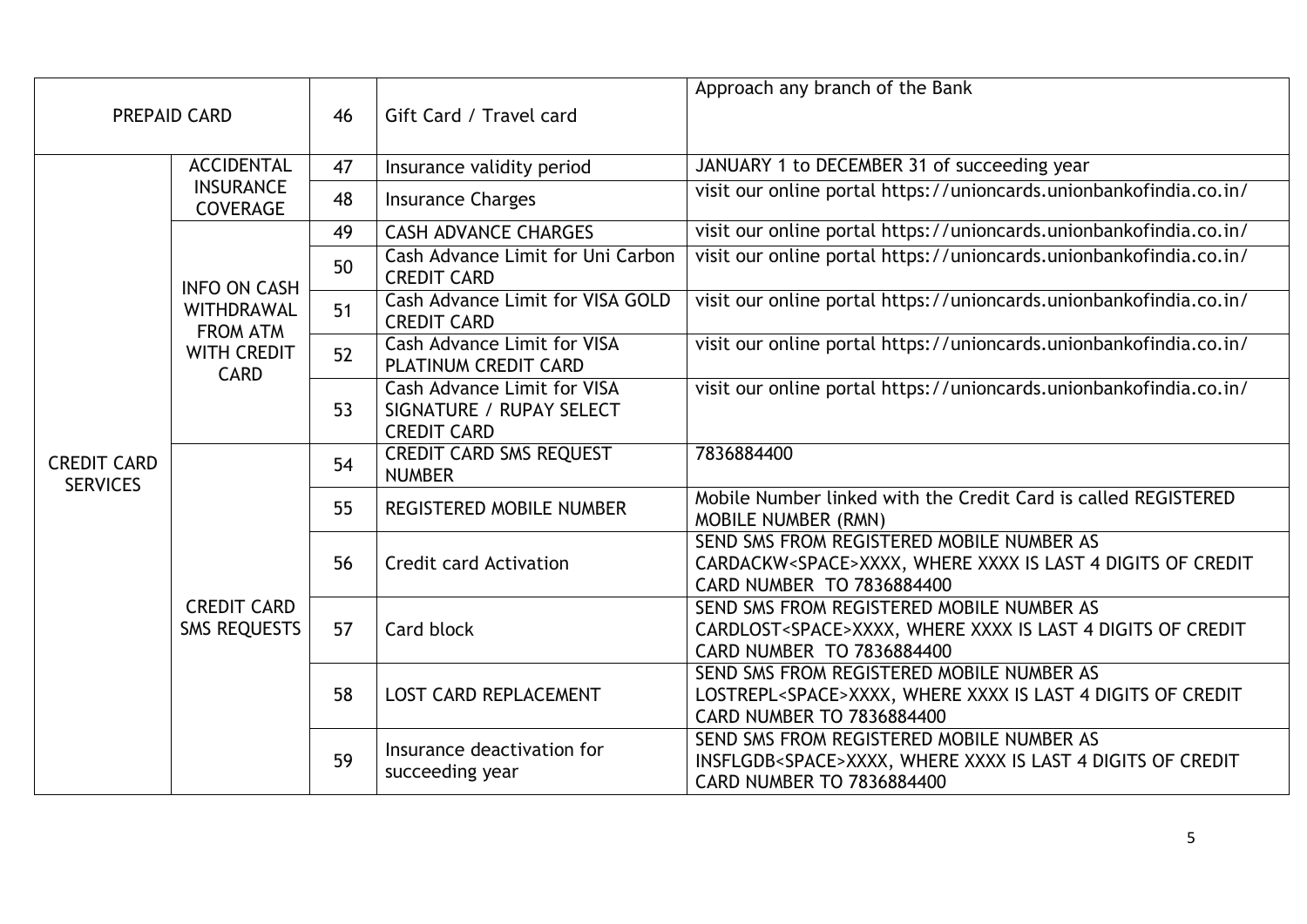| | | | | |
|---|---|---|---|---|
| PREPAID CARD | | 46 | Gift Card / Travel card | Approach any branch of the Bank |
| CREDIT CARD SERVICES | ACCIDENTAL INSURANCE COVERAGE | 47 | Insurance validity period | JANUARY 1 to DECEMBER 31 of succeeding year |
| | | 48 | Insurance Charges | visit our online portal https://unioncards.unionbankofindia.co.in/ |
| | INFO ON CASH WITHDRAWAL FROM ATM WITH CREDIT CARD | 49 | CASH ADVANCE CHARGES | visit our online portal https://unioncards.unionbankofindia.co.in/ |
| | | 50 | Cash Advance Limit for Uni Carbon CREDIT CARD | visit our online portal https://unioncards.unionbankofindia.co.in/ |
| | | 51 | Cash Advance Limit for VISA GOLD CREDIT CARD | visit our online portal https://unioncards.unionbankofindia.co.in/ |
| | | 52 | Cash Advance Limit for VISA PLATINUM CREDIT CARD | visit our online portal https://unioncards.unionbankofindia.co.in/ |
| | | 53 | Cash Advance Limit for VISA SIGNATURE / RUPAY SELECT CREDIT CARD | visit our online portal https://unioncards.unionbankofindia.co.in/ |
| | CREDIT CARD SMS REQUESTS | 54 | CREDIT CARD SMS REQUEST NUMBER | 7836884400 |
| | | 55 | REGISTERED MOBILE NUMBER | Mobile Number linked with the Credit Card is called REGISTERED MOBILE NUMBER (RMN) |
| | | 56 | Credit card Activation | SEND SMS FROM REGISTERED MOBILE NUMBER AS CARDACKW<SPACE>XXXX, WHERE XXXX IS LAST 4 DIGITS OF CREDIT CARD NUMBER TO 7836884400 |
| | | 57 | Card block | SEND SMS FROM REGISTERED MOBILE NUMBER AS CARDLOST<SPACE>XXXX, WHERE XXXX IS LAST 4 DIGITS OF CREDIT CARD NUMBER TO 7836884400 |
| | | 58 | LOST CARD REPLACEMENT | SEND SMS FROM REGISTERED MOBILE NUMBER AS LOSTREPL<SPACE>XXXX, WHERE XXXX IS LAST 4 DIGITS OF CREDIT CARD NUMBER TO 7836884400 |
| | | 59 | Insurance deactivation for succeeding year | SEND SMS FROM REGISTERED MOBILE NUMBER AS INSFLGDB<SPACE>XXXX, WHERE XXXX IS LAST 4 DIGITS OF CREDIT CARD NUMBER TO 7836884400 |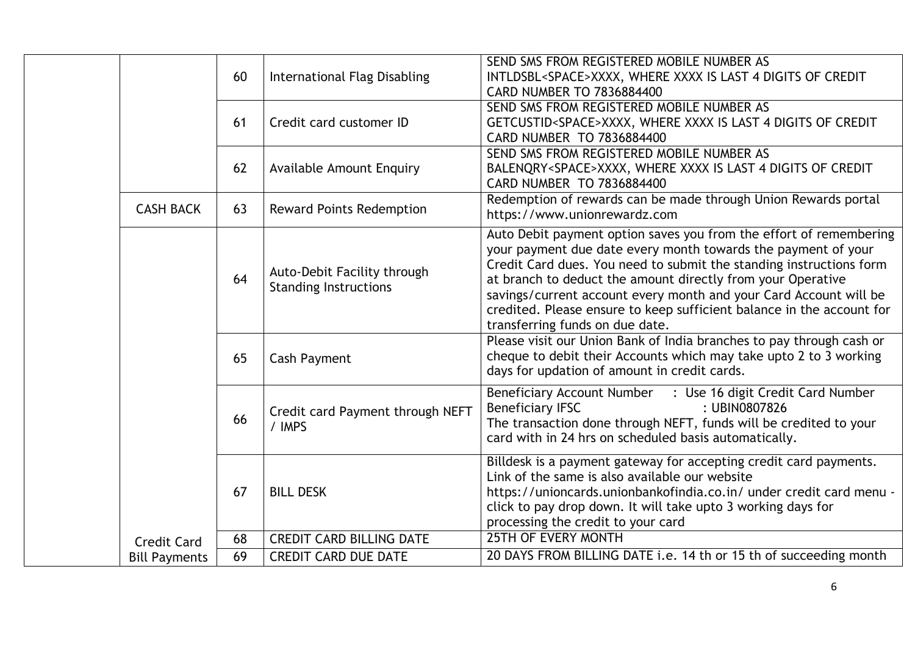| | | | | |
|---|---|---|---|---|
| | | 60 | International Flag Disabling | SEND SMS FROM REGISTERED MOBILE NUMBER AS INTLDSBL<SPACE>XXXX, WHERE XXXX IS LAST 4 DIGITS OF CREDIT CARD NUMBER TO 7836884400 |
| | | 61 | Credit card customer ID | SEND SMS FROM REGISTERED MOBILE NUMBER AS GETCUSTID<SPACE>XXXX, WHERE XXXX IS LAST 4 DIGITS OF CREDIT CARD NUMBER TO 7836884400 |
| | | 62 | Available Amount Enquiry | SEND SMS FROM REGISTERED MOBILE NUMBER AS BALENQRY<SPACE>XXXX, WHERE XXXX IS LAST 4 DIGITS OF CREDIT CARD NUMBER TO 7836884400 |
| | CASH BACK | 63 | Reward Points Redemption | Redemption of rewards can be made through Union Rewards portal https://www.unionrewardz.com |
| | Credit Card Bill Payments | 64 | Auto-Debit Facility through Standing Instructions | Auto Debit payment option saves you from the effort of remembering your payment due date every month towards the payment of your Credit Card dues. You need to submit the standing instructions form at branch to deduct the amount directly from your Operative savings/current account every month and your Card Account will be credited. Please ensure to keep sufficient balance in the account for transferring funds on due date. |
| | | 65 | Cash Payment | Please visit our Union Bank of India branches to pay through cash or cheque to debit their Accounts which may take upto 2 to 3 working days for updation of amount in credit cards. |
| | | 66 | Credit card Payment through NEFT / IMPS | Beneficiary Account Number : Use 16 digit Credit Card Number<br>Beneficiary IFSC : UBIN0807826<br>The transaction done through NEFT, funds will be credited to your card with in 24 hrs on scheduled basis automatically. |
| | | 67 | BILL DESK | Billdesk is a payment gateway for accepting credit card payments. Link of the same is also available our website https://unioncards.unionbankofindia.co.in/ under credit card menu - click to pay drop down. It will take upto 3 working days for processing the credit to your card |
| | | 68 | CREDIT CARD BILLING DATE | 25TH OF EVERY MONTH |
| | | 69 | CREDIT CARD DUE DATE | 20 DAYS FROM BILLING DATE i.e. 14 th or 15 th of succeeding month |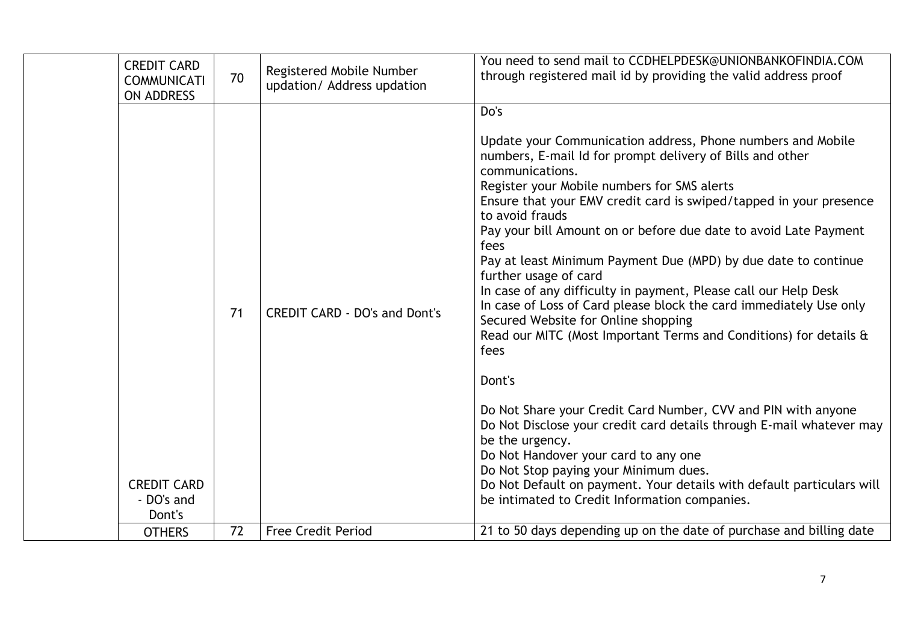| | | | | |
|---|---|---|---|---|
| | CREDIT CARD COMMUNICATION ADDRESS | 70 | Registered Mobile Number updation/ Address updation | You need to send mail to CCDHELPDESK@UNIONBANKOFINDIA.COM through registered mail id by providing the valid address proof |
| | CREDIT CARD - DO's and Dont's | 71 | CREDIT CARD - DO's and Dont's | Do's<br><br>Update your Communication address, Phone numbers and Mobile numbers, E-mail Id for prompt delivery of Bills and other communications.<br>Register your Mobile numbers for SMS alerts<br>Ensure that your EMV credit card is swiped/tapped in your presence to avoid frauds<br>Pay your bill Amount on or before due date to avoid Late Payment fees<br>Pay at least Minimum Payment Due (MPD) by due date to continue further usage of card<br>In case of any difficulty in payment, Please call our Help Desk<br>In case of Loss of Card please block the card immediately Use only Secured Website for Online shopping<br>Read our MITC (Most Important Terms and Conditions) for details & fees<br><br>Dont's<br><br>Do Not Share your Credit Card Number, CVV and PIN with anyone<br>Do Not Disclose your credit card details through E-mail whatever may be the urgency.<br>Do Not Handover your card to any one<br>Do Not Stop paying your Minimum dues.<br>Do Not Default on payment. Your details with default particulars will be intimated to Credit Information companies. |
| | OTHERS | 72 | Free Credit Period | 21 to 50 days depending up on the date of purchase and billing date |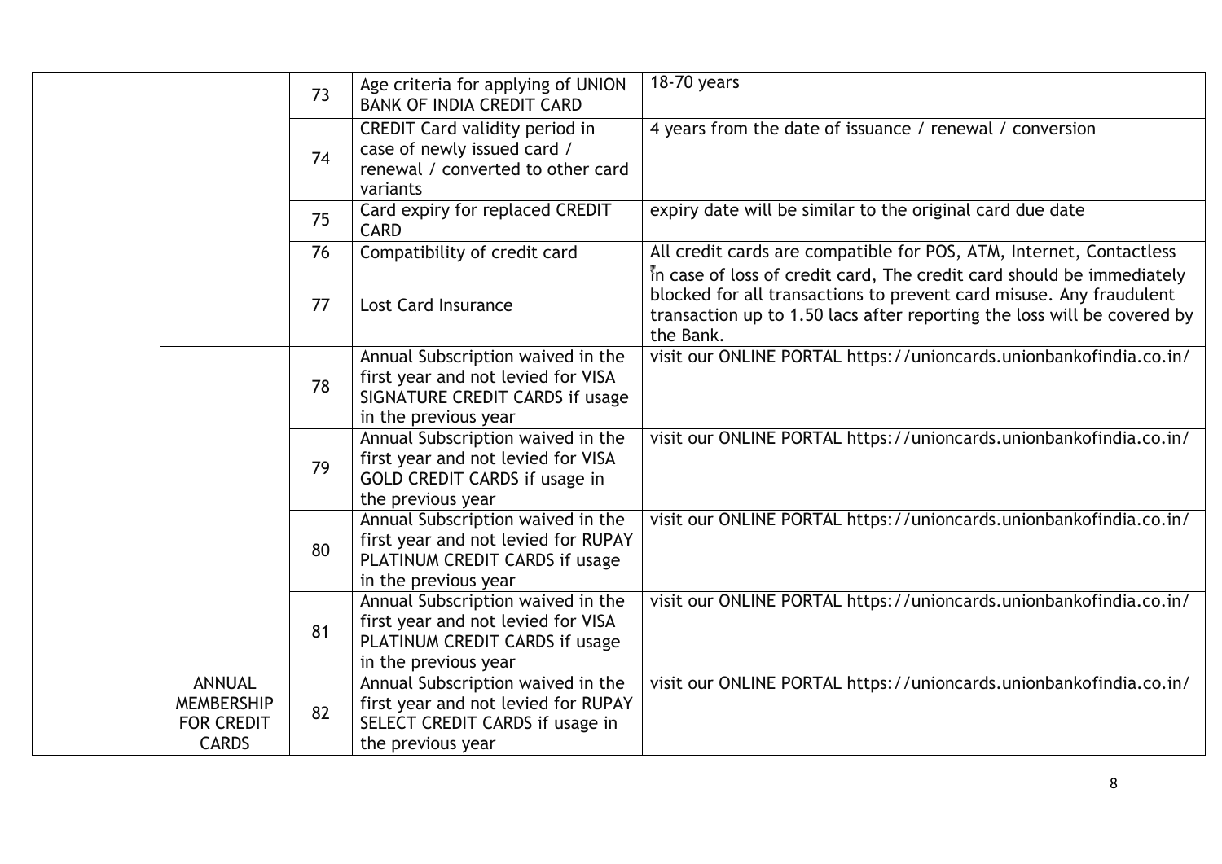| | | | | |
|---|---|---|---|---|
| | | 73 | Age criteria for applying of UNION BANK OF INDIA CREDIT CARD | 18-70 years |
| | | 74 | CREDIT Card validity period in case of newly issued card / renewal / converted to other card variants | 4 years from the date of issuance / renewal / conversion |
| | | 75 | Card expiry for replaced CREDIT CARD | expiry date will be similar to the original card due date |
| | | 76 | Compatibility of credit card | All credit cards are compatible for POS, ATM, Internet, Contactless |
| | | 77 | Lost Card Insurance | in case of loss of credit card, The credit card should be immediately blocked for all transactions to prevent card misuse. Any fraudulent transaction up to 1.50 lacs after reporting the loss will be covered by the Bank. |
| | ANNUAL MEMBERSHIP FOR CREDIT CARDS | 78 | Annual Subscription waived in the first year and not levied for VISA SIGNATURE CREDIT CARDS if usage in the previous year | visit our ONLINE PORTAL https://unioncards.unionbankofindia.co.in/ |
| | | 79 | Annual Subscription waived in the first year and not levied for VISA GOLD CREDIT CARDS if usage in the previous year | visit our ONLINE PORTAL https://unioncards.unionbankofindia.co.in/ |
| | | 80 | Annual Subscription waived in the first year and not levied for RUPAY PLATINUM CREDIT CARDS if usage in the previous year | visit our ONLINE PORTAL https://unioncards.unionbankofindia.co.in/ |
| | | 81 | Annual Subscription waived in the first year and not levied for VISA PLATINUM CREDIT CARDS if usage in the previous year | visit our ONLINE PORTAL https://unioncards.unionbankofindia.co.in/ |
| | | 82 | Annual Subscription waived in the first year and not levied for RUPAY SELECT CREDIT CARDS if usage in the previous year | visit our ONLINE PORTAL https://unioncards.unionbankofindia.co.in/ |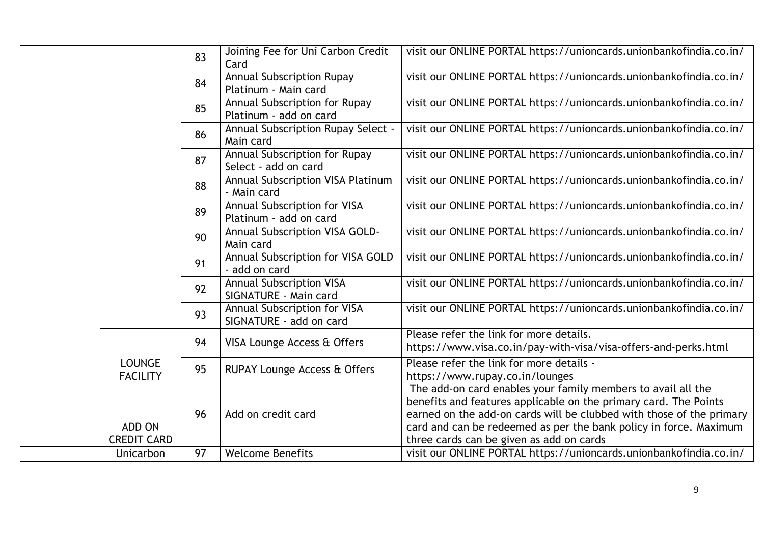| | | | | |
|---|---|---|---|---|
| | | 83 | Joining Fee for Uni Carbon Credit Card | visit our ONLINE PORTAL https://unioncards.unionbankofindia.co.in/ |
| | | 84 | Annual Subscription Rupay Platinum - Main card | visit our ONLINE PORTAL https://unioncards.unionbankofindia.co.in/ |
| | | 85 | Annual Subscription for Rupay Platinum - add on card | visit our ONLINE PORTAL https://unioncards.unionbankofindia.co.in/ |
| | | 86 | Annual Subscription Rupay Select - Main card | visit our ONLINE PORTAL https://unioncards.unionbankofindia.co.in/ |
| | | 87 | Annual Subscription for Rupay Select - add on card | visit our ONLINE PORTAL https://unioncards.unionbankofindia.co.in/ |
| | | 88 | Annual Subscription VISA Platinum - Main card | visit our ONLINE PORTAL https://unioncards.unionbankofindia.co.in/ |
| | | 89 | Annual Subscription for VISA Platinum - add on card | visit our ONLINE PORTAL https://unioncards.unionbankofindia.co.in/ |
| | | 90 | Annual Subscription VISA GOLD- Main card | visit our ONLINE PORTAL https://unioncards.unionbankofindia.co.in/ |
| | | 91 | Annual Subscription for VISA GOLD - add on card | visit our ONLINE PORTAL https://unioncards.unionbankofindia.co.in/ |
| | | 92 | Annual Subscription VISA SIGNATURE - Main card | visit our ONLINE PORTAL https://unioncards.unionbankofindia.co.in/ |
| | | 93 | Annual Subscription for VISA SIGNATURE - add on card | visit our ONLINE PORTAL https://unioncards.unionbankofindia.co.in/ |
| | LOUNGE FACILITY | 94 | VISA Lounge Access & Offers | Please refer the link for more details. https://www.visa.co.in/pay-with-visa/visa-offers-and-perks.html |
| | | 95 | RUPAY Lounge Access & Offers | Please refer the link for more details - https://www.rupay.co.in/lounges |
| | ADD ON CREDIT CARD | 96 | Add on credit card | The add-on card enables your family members to avail all the benefits and features applicable on the primary card. The Points earned on the add-on cards will be clubbed with those of the primary card and can be redeemed as per the bank policy in force. Maximum three cards can be given as add on cards |
| | Unicarbon | 97 | Welcome Benefits | visit our ONLINE PORTAL https://unioncards.unionbankofindia.co.in/ |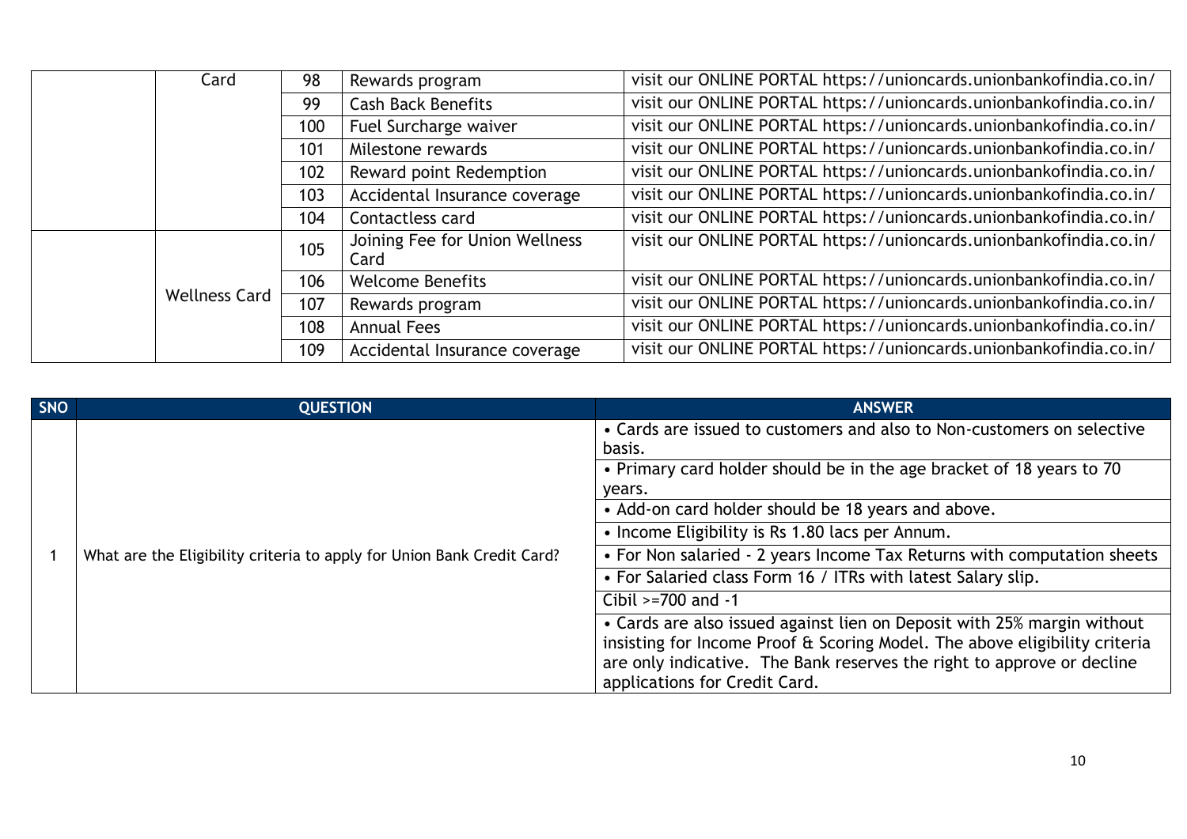| | | | | |
|---|---|---|---|---|
| | Card | 98 | Rewards program | visit our ONLINE PORTAL https://unioncards.unionbankofindia.co.in/ |
| | | 99 | Cash Back Benefits | visit our ONLINE PORTAL https://unioncards.unionbankofindia.co.in/ |
| | | 100 | Fuel Surcharge waiver | visit our ONLINE PORTAL https://unioncards.unionbankofindia.co.in/ |
| | | 101 | Milestone rewards | visit our ONLINE PORTAL https://unioncards.unionbankofindia.co.in/ |
| | | 102 | Reward point Redemption | visit our ONLINE PORTAL https://unioncards.unionbankofindia.co.in/ |
| | | 103 | Accidental Insurance coverage | visit our ONLINE PORTAL https://unioncards.unionbankofindia.co.in/ |
| | | 104 | Contactless card | visit our ONLINE PORTAL https://unioncards.unionbankofindia.co.in/ |
| | Wellness Card | 105 | Joining Fee for Union Wellness Card | visit our ONLINE PORTAL https://unioncards.unionbankofindia.co.in/ |
| | | 106 | Welcome Benefits | visit our ONLINE PORTAL https://unioncards.unionbankofindia.co.in/ |
| | | 107 | Rewards program | visit our ONLINE PORTAL https://unioncards.unionbankofindia.co.in/ |
| | | 108 | Annual Fees | visit our ONLINE PORTAL https://unioncards.unionbankofindia.co.in/ |
| | | 109 | Accidental Insurance coverage | visit our ONLINE PORTAL https://unioncards.unionbankofindia.co.in/ |

| SNO | QUESTION | ANSWER |
|---|---|---|
| 1 | What are the Eligibility criteria to apply for Union Bank Credit Card? | • Cards are issued to customers and also to Non-customers on selective basis. |
| | | • Primary card holder should be in the age bracket of 18 years to 70 years. |
| | | • Add-on card holder should be 18 years and above. |
| | | • Income Eligibility is Rs 1.80 lacs per Annum. |
| | | • For Non salaried - 2 years Income Tax Returns with computation sheets |
| | | • For Salaried class Form 16 / ITRs with latest Salary slip. |
| | | Cibil >=700 and -1 |
| | | • Cards are also issued against lien on Deposit with 25% margin without insisting for Income Proof & Scoring Model. The above eligibility criteria are only indicative. The Bank reserves the right to approve or decline applications for Credit Card. |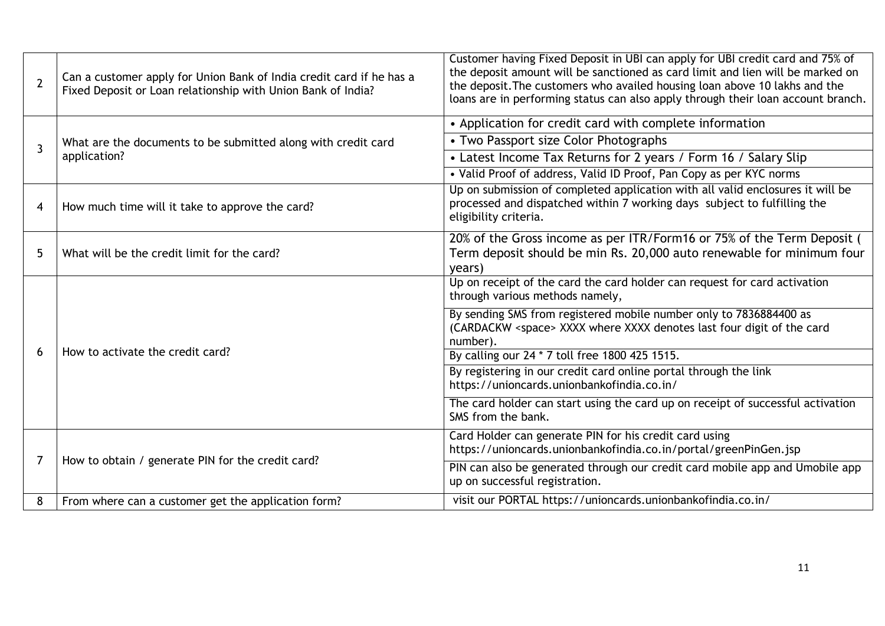| | | |
|---|---|---|
| 2 | Can a customer apply for Union Bank of India credit card if he has a Fixed Deposit or Loan relationship with Union Bank of India? | Customer having Fixed Deposit in UBI can apply for UBI credit card and 75% of the deposit amount will be sanctioned as card limit and lien will be marked on the deposit.The customers who availed housing loan above 10 lakhs and the loans are in performing status can also apply through their loan account branch. |
| 3 | What are the documents to be submitted along with credit card application? | • Application for credit card with complete information |
| | | • Two Passport size Color Photographs |
| | | • Latest Income Tax Returns for 2 years / Form 16 / Salary Slip |
| | | • Valid Proof of address, Valid ID Proof, Pan Copy as per KYC norms |
| 4 | How much time will it take to approve the card? | Up on submission of completed application with all valid enclosures it will be processed and dispatched within 7 working days subject to fulfilling the eligibility criteria. |
| 5 | What will be the credit limit for the card? | 20% of the Gross income as per ITR/Form16 or 75% of the Term Deposit ( Term deposit should be min Rs. 20,000 auto renewable for minimum four years) |
| 6 | How to activate the credit card? | Up on receipt of the card the card holder can request for card activation through various methods namely, |
| | | By sending SMS from registered mobile number only to 7836884400 as (CARDACKW <space> XXXX where XXXX denotes last four digit of the card number). |
| | | By calling our 24 * 7 toll free 1800 425 1515. |
| | | By registering in our credit card online portal through the link https://unioncards.unionbankofindia.co.in/ |
| | | The card holder can start using the card up on receipt of successful activation SMS from the bank. |
| 7 | How to obtain / generate PIN for the credit card? | Card Holder can generate PIN for his credit card using https://unioncards.unionbankofindia.co.in/portal/greenPinGen.jsp |
| | | PIN can also be generated through our credit card mobile app and Umobile app up on successful registration. |
| 8 | From where can a customer get the application form? | visit our PORTAL https://unioncards.unionbankofindia.co.in/ |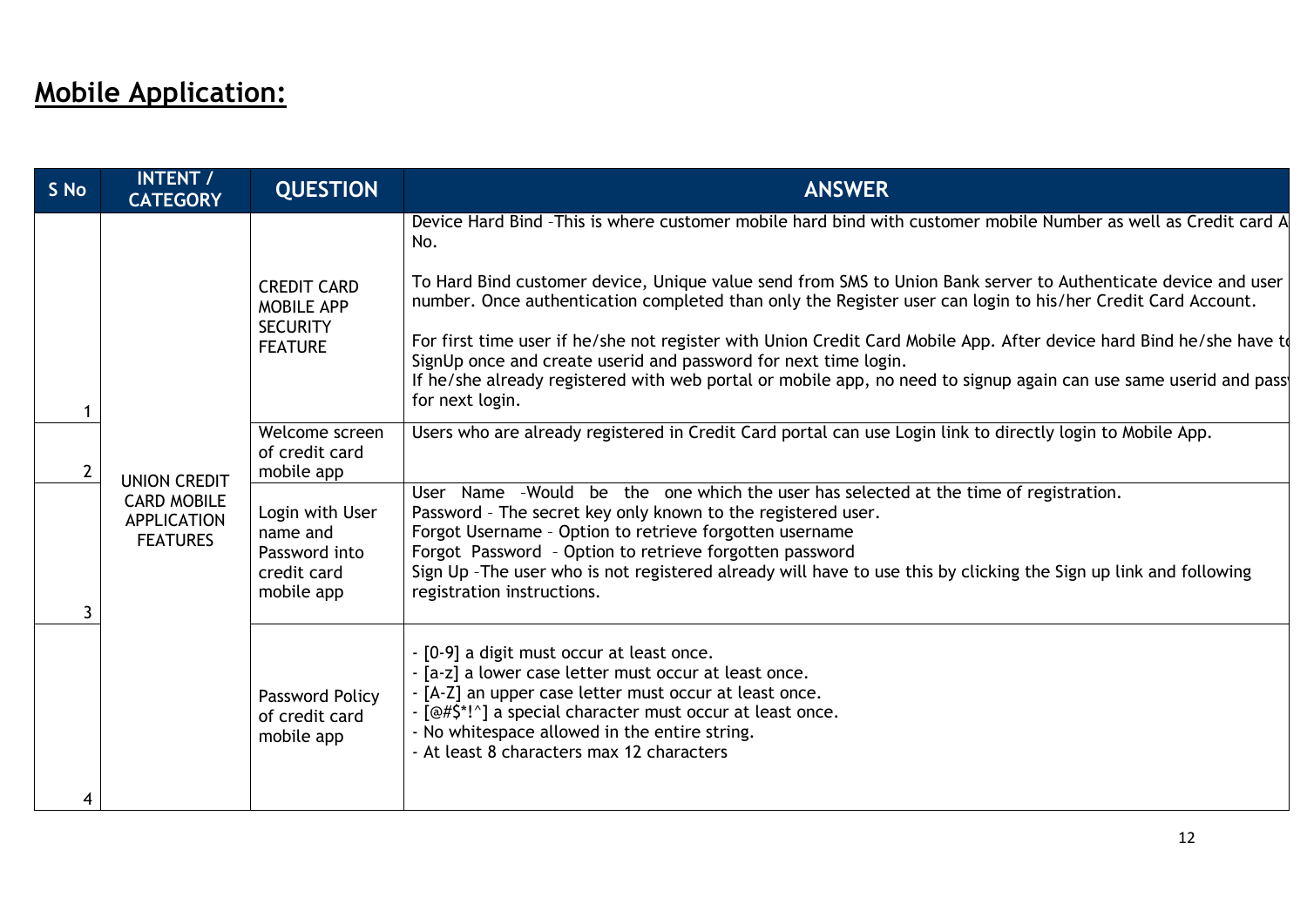## **Mobile Application:**

| S No | INTENT / CATEGORY | QUESTION | ANSWER |
|---|---|---|---|
| 1 | UNION CREDIT CARD MOBILE APPLICATION FEATURES | CREDIT CARD MOBILE APP SECURITY FEATURE | Device Hard Bind –This is where customer mobile hard bind with customer mobile Number as well as Credit card A No.<br><br>To Hard Bind customer device, Unique value send from SMS to Union Bank server to Authenticate device and user number. Once authentication completed than only the Register user can login to his/her Credit Card Account.<br><br>For first time user if he/she not register with Union Credit Card Mobile App. After device hard Bind he/she have to SignUp once and create userid and password for next time login.<br>If he/she already registered with web portal or mobile app, no need to signup again can use same userid and pass for next login. |
| 2 | | Welcome screen of credit card mobile app | Users who are already registered in Credit Card portal can use Login link to directly login to Mobile App. |
| 3 | | Login with User name and Password into credit card mobile app | User Name –Would be the one which the user has selected at the time of registration.<br>Password – The secret key only known to the registered user.<br>Forgot Username – Option to retrieve forgotten username<br>Forgot Password – Option to retrieve forgotten password<br>Sign Up –The user who is not registered already will have to use this by clicking the Sign up link and following registration instructions. |
| 4 | | Password Policy of credit card mobile app | - [0-9] a digit must occur at least once.<br>- [a-z] a lower case letter must occur at least once.<br>- [A-Z] an upper case letter must occur at least once.<br>- [@#$*!^] a special character must occur at least once.<br>- No whitespace allowed in the entire string.<br>- At least 8 characters max 12 characters |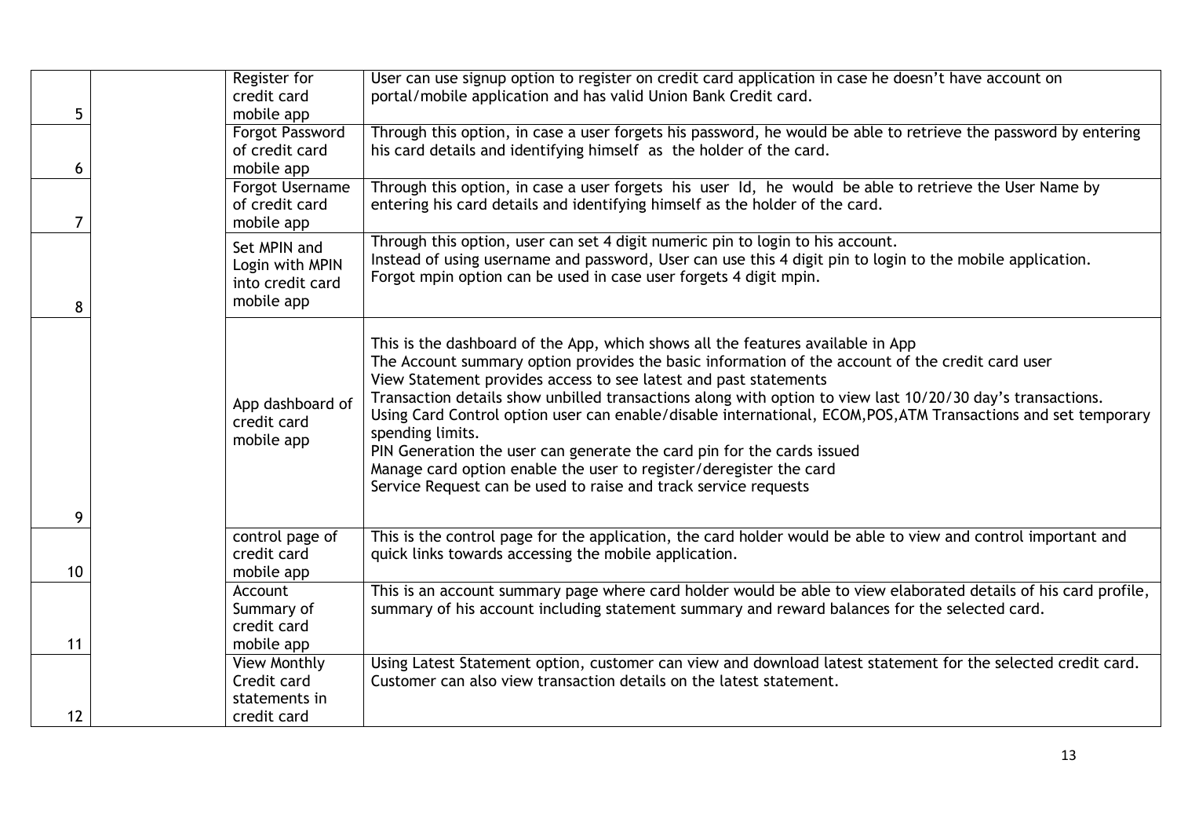| | | | |
|---|---|---|---|
| 5 | | Register for credit card mobile app | User can use signup option to register on credit card application in case he doesn't have account on portal/mobile application and has valid Union Bank Credit card. |
| 6 | | Forgot Password of credit card mobile app | Through this option, in case a user forgets his password, he would be able to retrieve the password by entering his card details and identifying himself as the holder of the card. |
| 7 | | Forgot Username of credit card mobile app | Through this option, in case a user forgets his user Id, he would be able to retrieve the User Name by entering his card details and identifying himself as the holder of the card. |
| 8 | | Set MPIN and Login with MPIN into credit card mobile app | Through this option, user can set 4 digit numeric pin to login to his account.<br>Instead of using username and password, User can use this 4 digit pin to login to the mobile application.<br>Forgot mpin option can be used in case user forgets 4 digit mpin. |
| 9 | | App dashboard of credit card mobile app | This is the dashboard of the App, which shows all the features available in App<br>The Account summary option provides the basic information of the account of the credit card user<br>View Statement provides access to see latest and past statements<br>Transaction details show unbilled transactions along with option to view last 10/20/30 day's transactions.<br>Using Card Control option user can enable/disable international, ECOM,POS,ATM Transactions and set temporary spending limits.<br>PIN Generation the user can generate the card pin for the cards issued<br>Manage card option enable the user to register/deregister the card<br>Service Request can be used to raise and track service requests |
| 10 | | control page of credit card mobile app | This is the control page for the application, the card holder would be able to view and control important and quick links towards accessing the mobile application. |
| 11 | | Account Summary of credit card mobile app | This is an account summary page where card holder would be able to view elaborated details of his card profile, summary of his account including statement summary and reward balances for the selected card. |
| 12 | | View Monthly Credit card statements in credit card | Using Latest Statement option, customer can view and download latest statement for the selected credit card. Customer can also view transaction details on the latest statement. |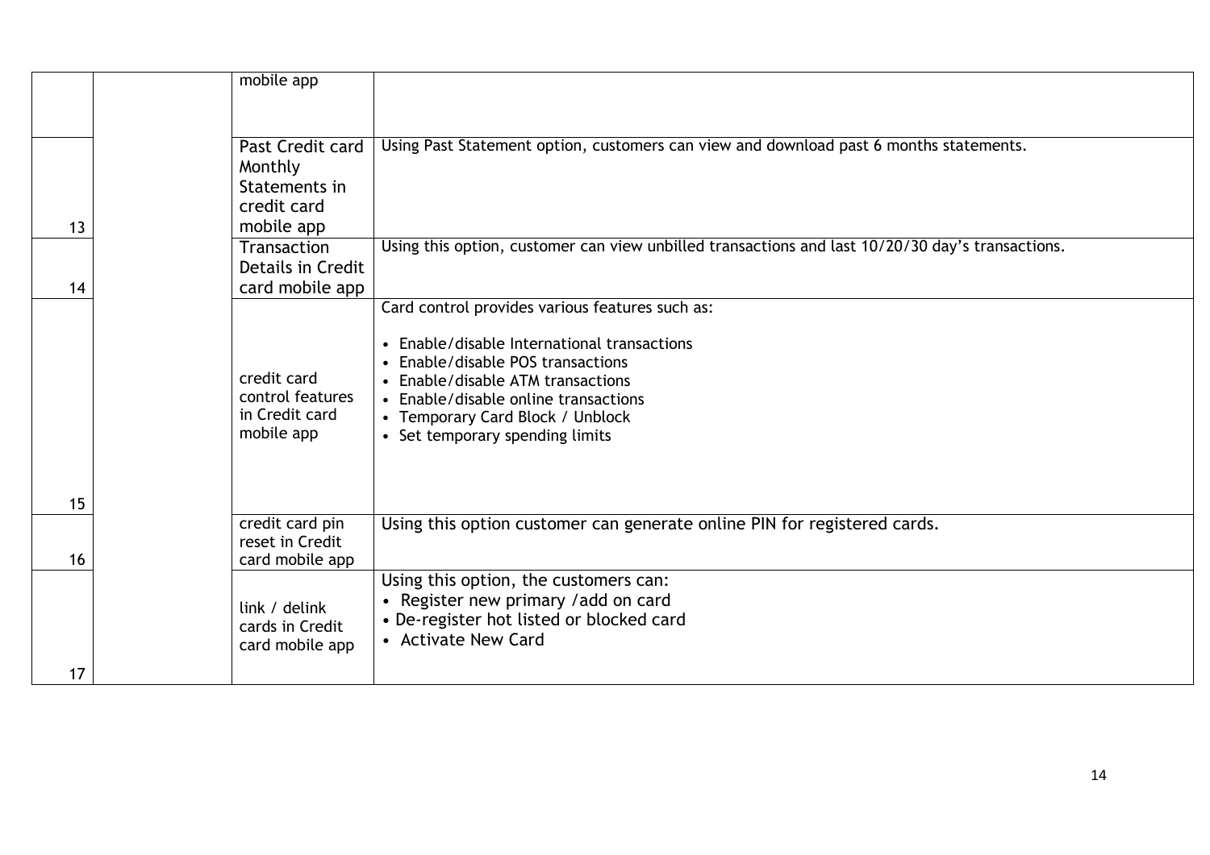| | | | |
|---|---|---|---|
| | | mobile app | |
| 13 | | Past Credit card Monthly Statements in credit card mobile app | Using Past Statement option, customers can view and download past 6 months statements. |
| 14 | | Transaction Details in Credit card mobile app | Using this option, customer can view unbilled transactions and last 10/20/30 day's transactions. |
| 15 | | credit card control features in Credit card mobile app | Card control provides various features such as:<br><br>• Enable/disable International transactions<br>• Enable/disable POS transactions<br>• Enable/disable ATM transactions<br>• Enable/disable online transactions<br>• Temporary Card Block / Unblock<br>• Set temporary spending limits |
| 16 | | credit card pin reset in Credit card mobile app | Using this option customer can generate online PIN for registered cards. |
| 17 | | link / delink cards in Credit card mobile app | Using this option, the customers can:<br>• Register new primary /add on card<br>• De-register hot listed or blocked card<br>• Activate New Card |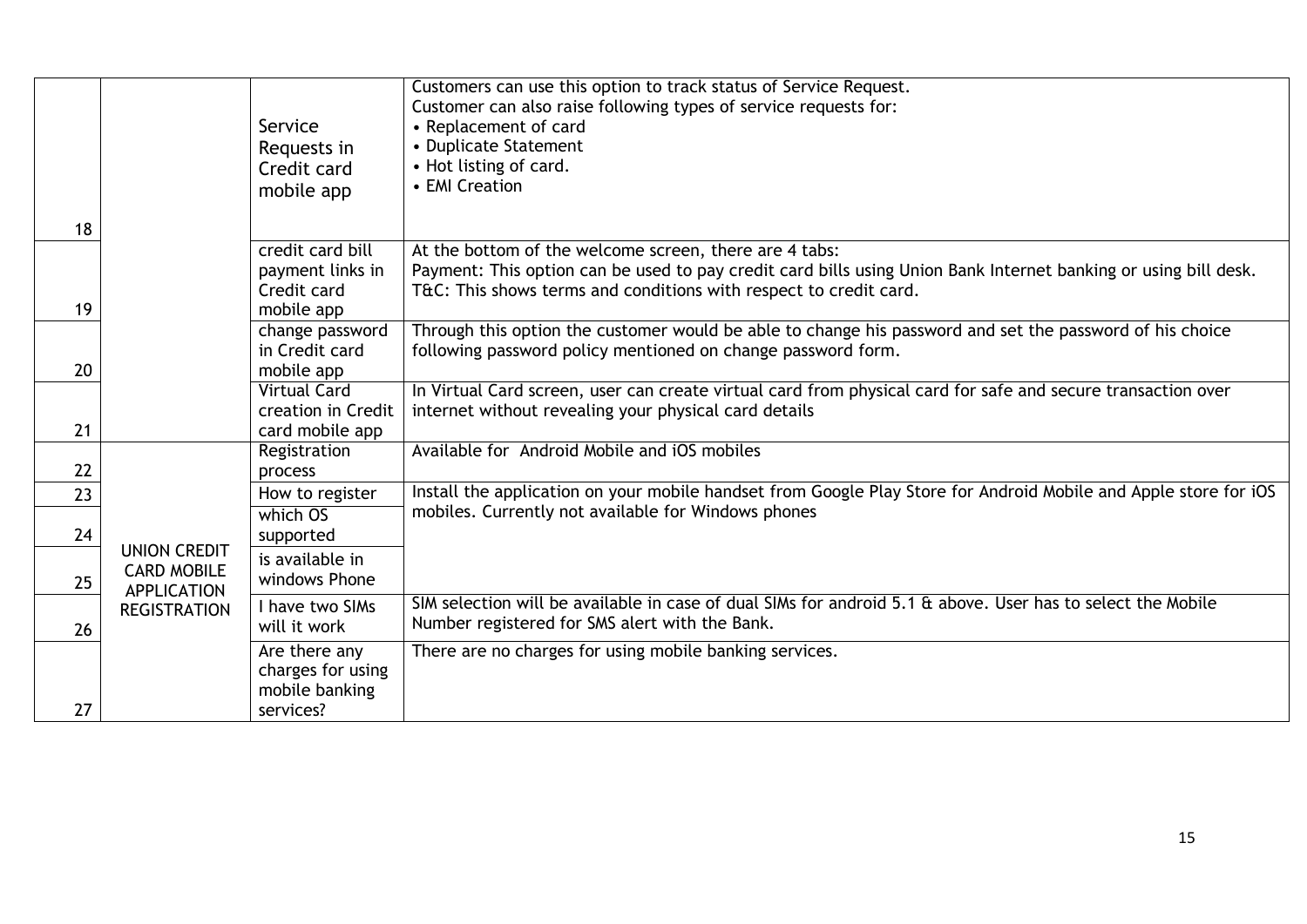| | | | |
|---|---|---|---|
| 18 | | Service Requests in Credit card mobile app | Customers can use this option to track status of Service Request.<br>Customer can also raise following types of service requests for:<br>• Replacement of card<br>• Duplicate Statement<br>• Hot listing of card.<br>• EMI Creation |
| 19 | | credit card bill payment links in Credit card mobile app | At the bottom of the welcome screen, there are 4 tabs:<br>Payment: This option can be used to pay credit card bills using Union Bank Internet banking or using bill desk.<br>T&C: This shows terms and conditions with respect to credit card. |
| 20 | | change password in Credit card mobile app | Through this option the customer would be able to change his password and set the password of his choice following password policy mentioned on change password form. |
| 21 | | Virtual Card creation in Credit card mobile app | In Virtual Card screen, user can create virtual card from physical card for safe and secure transaction over internet without revealing your physical card details |
| 22 | UNION CREDIT CARD MOBILE APPLICATION REGISTRATION | Registration process | Available for Android Mobile and iOS mobiles |
| 23 | | How to register | Install the application on your mobile handset from Google Play Store for Android Mobile and Apple store for iOS mobiles. Currently not available for Windows phones |
| 24 | | which OS supported | |
| 25 | | is available in windows Phone | |
| 26 | | I have two SIMs will it work | SIM selection will be available in case of dual SIMs for android 5.1 & above. User has to select the Mobile Number registered for SMS alert with the Bank. |
| 27 | | Are there any charges for using mobile banking services? | There are no charges for using mobile banking services. |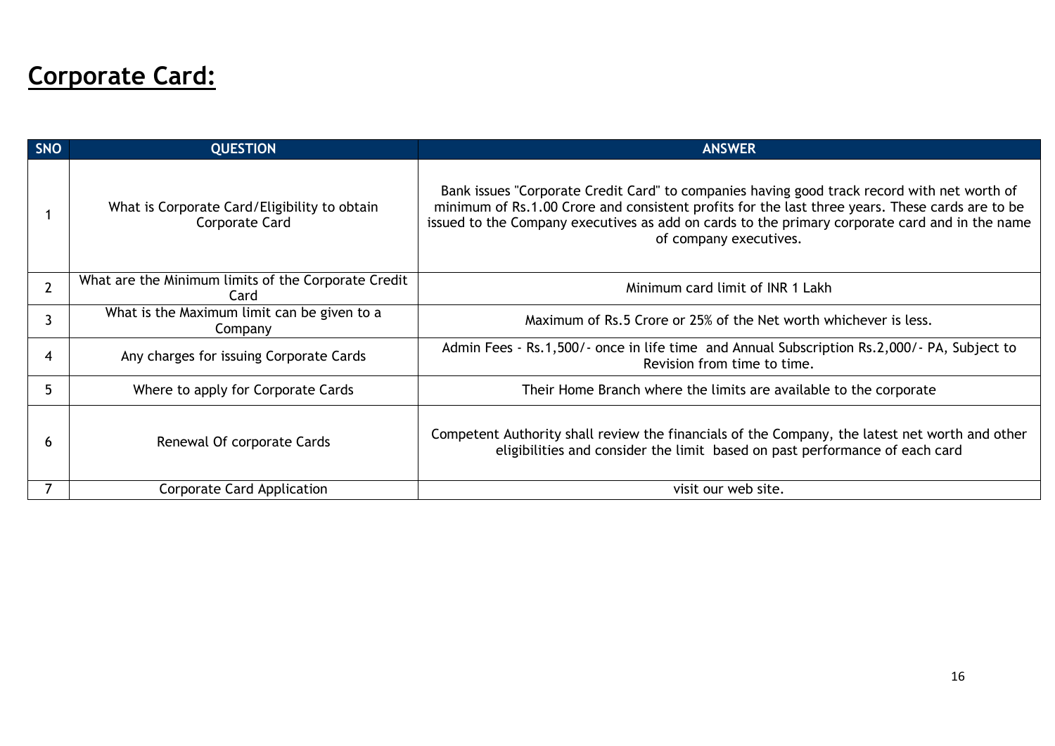# **Corporate Card:**

| SNO | QUESTION | ANSWER |
|---|---|---|
| 1 | What is Corporate Card/Eligibility to obtain Corporate Card | Bank issues "Corporate Credit Card" to companies having good track record with net worth of minimum of Rs.1.00 Crore and consistent profits for the last three years. These cards are to be issued to the Company executives as add on cards to the primary corporate card and in the name of company executives. |
| 2 | What are the Minimum limits of the Corporate Credit Card | Minimum card limit of INR 1 Lakh |
| 3 | What is the Maximum limit can be given to a Company | Maximum of Rs.5 Crore or 25% of the Net worth whichever is less. |
| 4 | Any charges for issuing Corporate Cards | Admin Fees - Rs.1,500/- once in life time and Annual Subscription Rs.2,000/- PA, Subject to Revision from time to time. |
| 5 | Where to apply for Corporate Cards | Their Home Branch where the limits are available to the corporate |
| 6 | Renewal Of corporate Cards | Competent Authority shall review the financials of the Company, the latest net worth and other eligibilities and consider the limit based on past performance of each card |
| 7 | Corporate Card Application | visit our web site. |